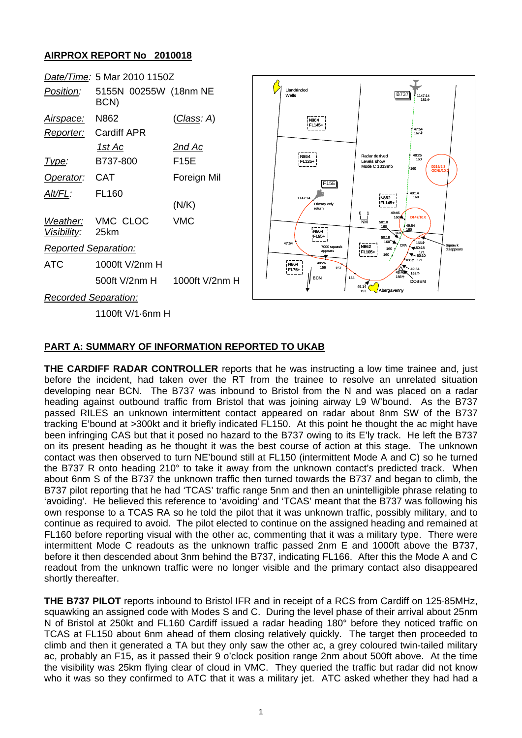## AIRPROX REPORT No 2010018

| | | |
|---|---|---|
| *Date/Time:* | 5 Mar 2010 1150Z | |
| *Position:* | 5155N 00255W (18nm NE BCN) | |
| *Airspace:* | N862 | (*Class:* A) |
| *Reporter:* | Cardiff APR | |
| | *1st Ac* | *2nd Ac* |
| *Type:* | B737-800 | F15E |
| *Operator:* | CAT | Foreign Mil |
| *Alt/FL:* | FL160 | (N/K) |
| *Weather:* | VMC CLOC | VMC |
| *Visibility:* | 25km | |
| *Reported Separation:* | | |
| ATC | 1000ft V/2nm H | |
| | 500ft V/2nm H | 1000ft V/2nm H |
| *Recorded Separation:* | | |
| | 1100ft V/1·6nm H | |

## PART A: SUMMARY OF INFORMATION REPORTED TO UKAB

**THE CARDIFF RADAR CONTROLLER** reports that he was instructing a low time trainee and, just before the incident, had taken over the RT from the trainee to resolve an unrelated situation developing near BCN. The B737 was inbound to Bristol from the N and was placed on a radar heading against outbound traffic from Bristol that was joining airway L9 W'bound. As the B737 passed RILES an unknown intermittent contact appeared on radar about 8nm SW of the B737 tracking E'bound at >300kt and it briefly indicated FL150. At this point he thought the ac might have been infringing CAS but that it posed no hazard to the B737 owing to its E'ly track. He left the B737 on its present heading as he thought it was the best course of action at this stage. The unknown contact was then observed to turn NE'bound still at FL150 (intermittent Mode A and C) so he turned the B737 R onto heading 210° to take it away from the unknown contact's predicted track. When about 6nm S of the B737 the unknown traffic then turned towards the B737 and began to climb, the B737 pilot reporting that he had 'TCAS' traffic range 5nm and then an unintelligible phrase relating to 'avoiding'. He believed this reference to 'avoiding' and 'TCAS' meant that the B737 was following his own response to a TCAS RA so he told the pilot that it was unknown traffic, possibly military, and to continue as required to avoid. The pilot elected to continue on the assigned heading and remained at FL160 before reporting visual with the other ac, commenting that it was a military type. There were intermittent Mode C readouts as the unknown traffic passed 2nm E and 1000ft above the B737, before it then descended about 3nm behind the B737, indicating FL166. After this the Mode A and C readout from the unknown traffic were no longer visible and the primary contact also disappeared shortly thereafter.

**THE B737 PILOT** reports inbound to Bristol IFR and in receipt of a RCS from Cardiff on 125·85MHz, squawking an assigned code with Modes S and C. During the level phase of their arrival about 25nm N of Bristol at 250kt and FL160 Cardiff issued a radar heading 180° before they noticed traffic on TCAS at FL150 about 6nm ahead of them closing relatively quickly. The target then proceeded to climb and then it generated a TA but they only saw the other ac, a grey coloured twin-tailed military ac, probably an F15, as it passed their 9 o'clock position range 2nm about 500ft above. At the time the visibility was 25km flying clear of cloud in VMC. They queried the traffic but radar did not know who it was so they confirmed to ATC that it was a military jet. ATC asked whether they had had a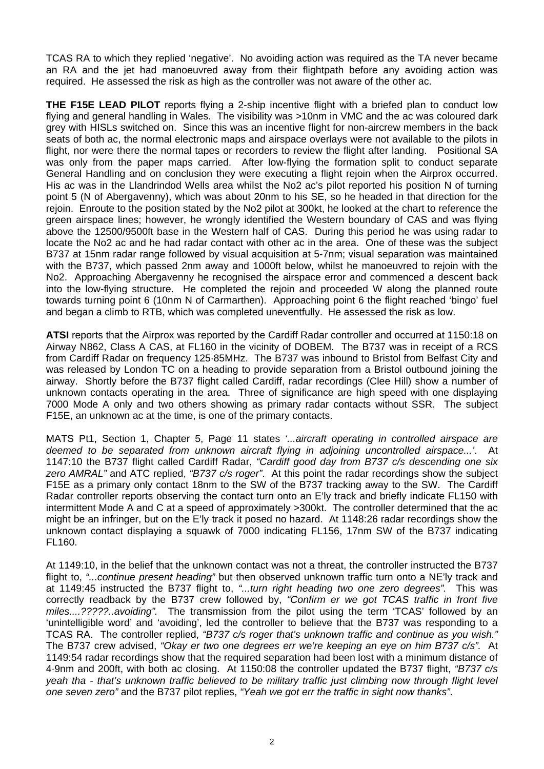TCAS RA to which they replied 'negative'. No avoiding action was required as the TA never became an RA and the jet had manoeuvred away from their flightpath before any avoiding action was required. He assessed the risk as high as the controller was not aware of the other ac.

**THE F15E LEAD PILOT** reports flying a 2-ship incentive flight with a briefed plan to conduct low flying and general handling in Wales. The visibility was >10nm in VMC and the ac was coloured dark grey with HISLs switched on. Since this was an incentive flight for non-aircrew members in the back seats of both ac, the normal electronic maps and airspace overlays were not available to the pilots in flight, nor were there the normal tapes or recorders to review the flight after landing. Positional SA was only from the paper maps carried. After low-flying the formation split to conduct separate General Handling and on conclusion they were executing a flight rejoin when the Airprox occurred. His ac was in the Llandrindod Wells area whilst the No2 ac's pilot reported his position N of turning point 5 (N of Abergavenny), which was about 20nm to his SE, so he headed in that direction for the rejoin. Enroute to the position stated by the No2 pilot at 300kt, he looked at the chart to reference the green airspace lines; however, he wrongly identified the Western boundary of CAS and was flying above the 12500/9500ft base in the Western half of CAS. During this period he was using radar to locate the No2 ac and he had radar contact with other ac in the area. One of these was the subject B737 at 15nm radar range followed by visual acquisition at 5-7nm; visual separation was maintained with the B737, which passed 2nm away and 1000ft below, whilst he manoeuvred to rejoin with the No2. Approaching Abergavenny he recognised the airspace error and commenced a descent back into the low-flying structure. He completed the rejoin and proceeded W along the planned route towards turning point 6 (10nm N of Carmarthen). Approaching point 6 the flight reached 'bingo' fuel and began a climb to RTB, which was completed uneventfully. He assessed the risk as low.

**ATSI** reports that the Airprox was reported by the Cardiff Radar controller and occurred at 1150:18 on Airway N862, Class A CAS, at FL160 in the vicinity of DOBEM. The B737 was in receipt of a RCS from Cardiff Radar on frequency 125·85MHz. The B737 was inbound to Bristol from Belfast City and was released by London TC on a heading to provide separation from a Bristol outbound joining the airway. Shortly before the B737 flight called Cardiff, radar recordings (Clee Hill) show a number of unknown contacts operating in the area. Three of significance are high speed with one displaying 7000 Mode A only and two others showing as primary radar contacts without SSR. The subject F15E, an unknown ac at the time, is one of the primary contacts.

MATS Pt1, Section 1, Chapter 5, Page 11 states *'...aircraft operating in controlled airspace are deemed to be separated from unknown aircraft flying in adjoining uncontrolled airspace...'*. At 1147:10 the B737 flight called Cardiff Radar, *"Cardiff good day from B737 c/s descending one six zero AMRAL"* and ATC replied, *"B737 c/s roger"*. At this point the radar recordings show the subject F15E as a primary only contact 18nm to the SW of the B737 tracking away to the SW. The Cardiff Radar controller reports observing the contact turn onto an E'ly track and briefly indicate FL150 with intermittent Mode A and C at a speed of approximately >300kt. The controller determined that the ac might be an infringer, but on the E'ly track it posed no hazard. At 1148:26 radar recordings show the unknown contact displaying a squawk of 7000 indicating FL156, 17nm SW of the B737 indicating FL160.

At 1149:10, in the belief that the unknown contact was not a threat, the controller instructed the B737 flight to, *"...continue present heading"* but then observed unknown traffic turn onto a NE'ly track and at 1149:45 instructed the B737 flight to, *"...turn right heading two one zero degrees".* This was correctly readback by the B737 crew followed by, *"Confirm er we got TCAS traffic in front five miles....?????..avoiding".* The transmission from the pilot using the term 'TCAS' followed by an 'unintelligible word' and 'avoiding', led the controller to believe that the B737 was responding to a TCAS RA. The controller replied, *"B737 c/s roger that's unknown traffic and continue as you wish."* The B737 crew advised, *"Okay er two one degrees err we're keeping an eye on him B737 c/s".* At 1149:54 radar recordings show that the required separation had been lost with a minimum distance of 4·9nm and 200ft, with both ac closing. At 1150:08 the controller updated the B737 flight, *"B737 c/s yeah tha - that's unknown traffic believed to be military traffic just climbing now through flight level one seven zero"* and the B737 pilot replies, *"Yeah we got err the traffic in sight now thanks"*.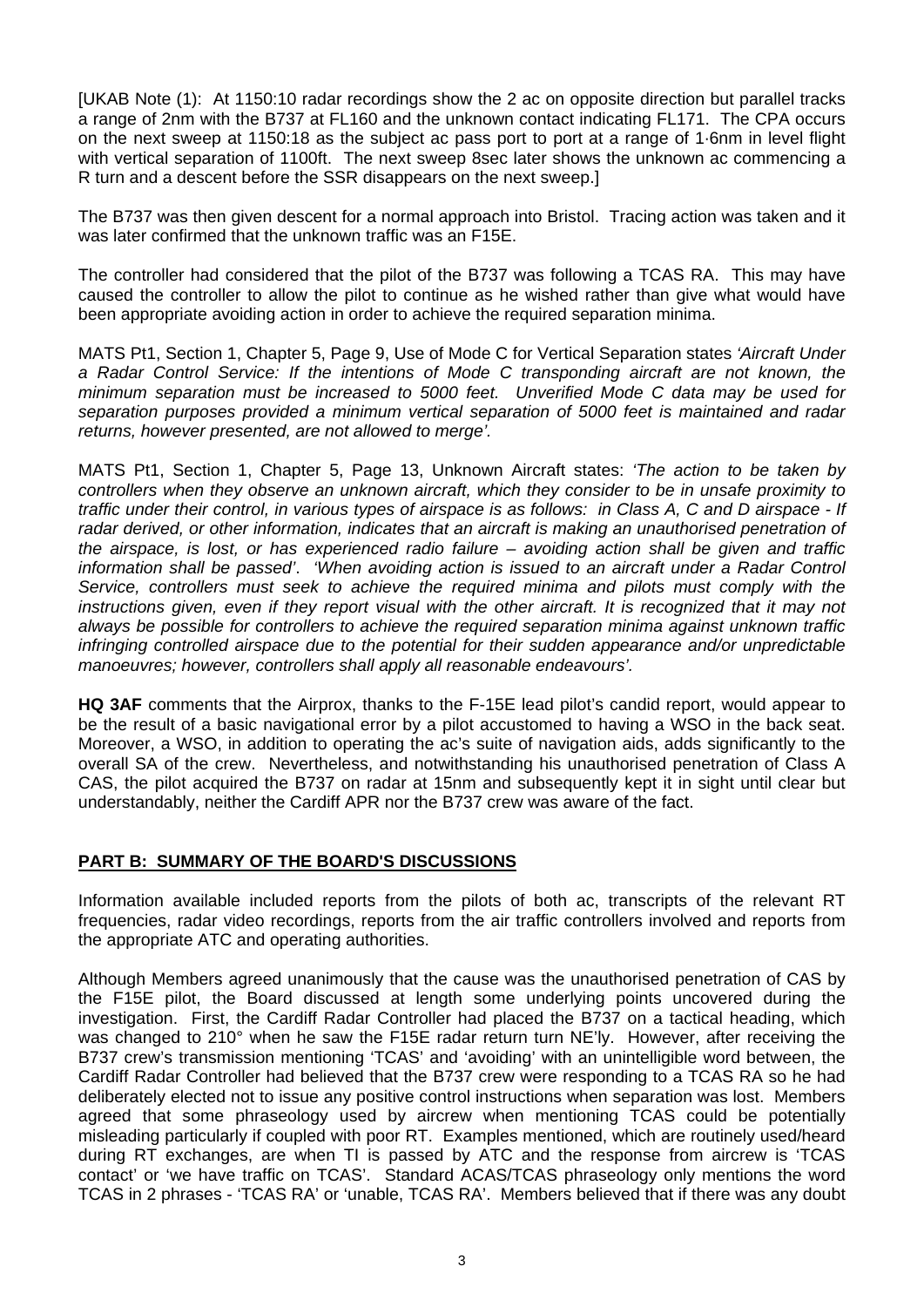[UKAB Note (1): At 1150:10 radar recordings show the 2 ac on opposite direction but parallel tracks a range of 2nm with the B737 at FL160 and the unknown contact indicating FL171. The CPA occurs on the next sweep at 1150:18 as the subject ac pass port to port at a range of 1·6nm in level flight with vertical separation of 1100ft. The next sweep 8sec later shows the unknown ac commencing a R turn and a descent before the SSR disappears on the next sweep.]

The B737 was then given descent for a normal approach into Bristol. Tracing action was taken and it was later confirmed that the unknown traffic was an F15E.

The controller had considered that the pilot of the B737 was following a TCAS RA. This may have caused the controller to allow the pilot to continue as he wished rather than give what would have been appropriate avoiding action in order to achieve the required separation minima.

MATS Pt1, Section 1, Chapter 5, Page 9, Use of Mode C for Vertical Separation states *'Aircraft Under a Radar Control Service: If the intentions of Mode C transponding aircraft are not known, the minimum separation must be increased to 5000 feet. Unverified Mode C data may be used for separation purposes provided a minimum vertical separation of 5000 feet is maintained and radar returns, however presented, are not allowed to merge'.*

MATS Pt1, Section 1, Chapter 5, Page 13, Unknown Aircraft states: *'The action to be taken by controllers when they observe an unknown aircraft, which they consider to be in unsafe proximity to traffic under their control, in various types of airspace is as follows: in Class A, C and D airspace - If radar derived, or other information, indicates that an aircraft is making an unauthorised penetration of the airspace, is lost, or has experienced radio failure – avoiding action shall be given and traffic information shall be passed'. 'When avoiding action is issued to an aircraft under a Radar Control Service, controllers must seek to achieve the required minima and pilots must comply with the instructions given, even if they report visual with the other aircraft. It is recognized that it may not always be possible for controllers to achieve the required separation minima against unknown traffic infringing controlled airspace due to the potential for their sudden appearance and/or unpredictable manoeuvres; however, controllers shall apply all reasonable endeavours'.*

**HQ 3AF** comments that the Airprox, thanks to the F-15E lead pilot's candid report, would appear to be the result of a basic navigational error by a pilot accustomed to having a WSO in the back seat. Moreover, a WSO, in addition to operating the ac's suite of navigation aids, adds significantly to the overall SA of the crew. Nevertheless, and notwithstanding his unauthorised penetration of Class A CAS, the pilot acquired the B737 on radar at 15nm and subsequently kept it in sight until clear but understandably, neither the Cardiff APR nor the B737 crew was aware of the fact.

## PART B: SUMMARY OF THE BOARD'S DISCUSSIONS

Information available included reports from the pilots of both ac, transcripts of the relevant RT frequencies, radar video recordings, reports from the air traffic controllers involved and reports from the appropriate ATC and operating authorities.

Although Members agreed unanimously that the cause was the unauthorised penetration of CAS by the F15E pilot, the Board discussed at length some underlying points uncovered during the investigation. First, the Cardiff Radar Controller had placed the B737 on a tactical heading, which was changed to 210° when he saw the F15E radar return turn NE'ly. However, after receiving the B737 crew's transmission mentioning 'TCAS' and 'avoiding' with an unintelligible word between, the Cardiff Radar Controller had believed that the B737 crew were responding to a TCAS RA so he had deliberately elected not to issue any positive control instructions when separation was lost. Members agreed that some phraseology used by aircrew when mentioning TCAS could be potentially misleading particularly if coupled with poor RT. Examples mentioned, which are routinely used/heard during RT exchanges, are when TI is passed by ATC and the response from aircrew is 'TCAS contact' or 'we have traffic on TCAS'. Standard ACAS/TCAS phraseology only mentions the word TCAS in 2 phrases - 'TCAS RA' or 'unable, TCAS RA'. Members believed that if there was any doubt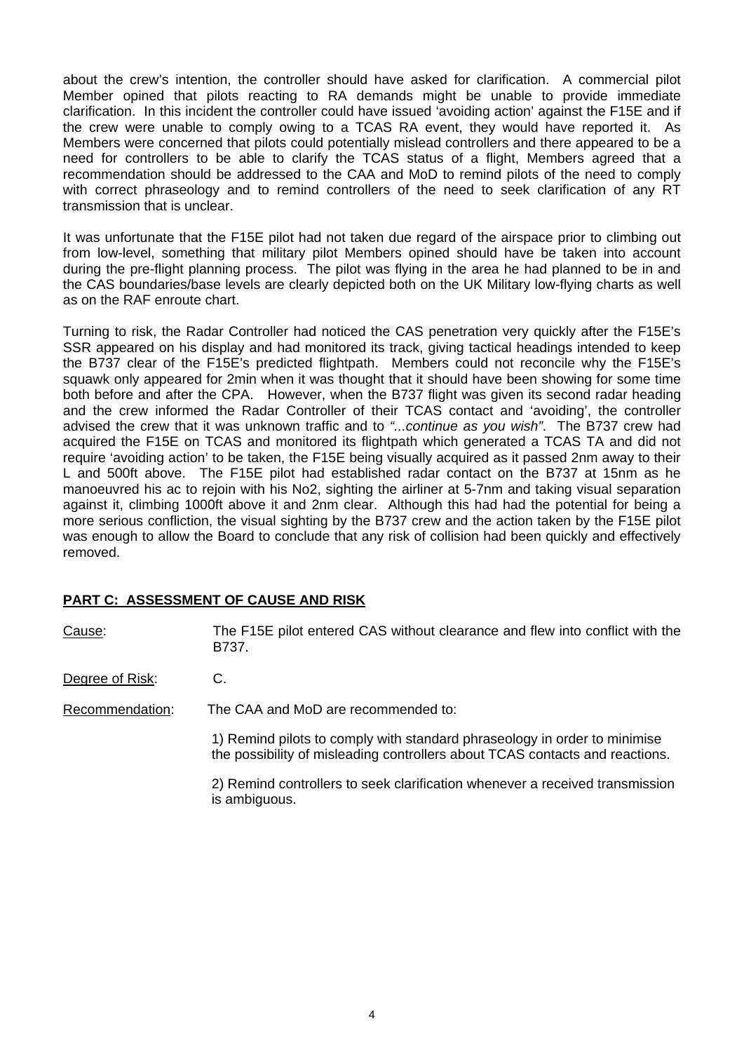about the crew's intention, the controller should have asked for clarification. A commercial pilot Member opined that pilots reacting to RA demands might be unable to provide immediate clarification. In this incident the controller could have issued 'avoiding action' against the F15E and if the crew were unable to comply owing to a TCAS RA event, they would have reported it. As Members were concerned that pilots could potentially mislead controllers and there appeared to be a need for controllers to be able to clarify the TCAS status of a flight, Members agreed that a recommendation should be addressed to the CAA and MoD to remind pilots of the need to comply with correct phraseology and to remind controllers of the need to seek clarification of any RT transmission that is unclear.

It was unfortunate that the F15E pilot had not taken due regard of the airspace prior to climbing out from low-level, something that military pilot Members opined should have be taken into account during the pre-flight planning process. The pilot was flying in the area he had planned to be in and the CAS boundaries/base levels are clearly depicted both on the UK Military low-flying charts as well as on the RAF enroute chart.

Turning to risk, the Radar Controller had noticed the CAS penetration very quickly after the F15E's SSR appeared on his display and had monitored its track, giving tactical headings intended to keep the B737 clear of the F15E's predicted flightpath. Members could not reconcile why the F15E's squawk only appeared for 2min when it was thought that it should have been showing for some time both before and after the CPA. However, when the B737 flight was given its second radar heading and the crew informed the Radar Controller of their TCAS contact and 'avoiding', the controller advised the crew that it was unknown traffic and to *"...continue as you wish"*. The B737 crew had acquired the F15E on TCAS and monitored its flightpath which generated a TCAS TA and did not require 'avoiding action' to be taken, the F15E being visually acquired as it passed 2nm away to their L and 500ft above. The F15E pilot had established radar contact on the B737 at 15nm as he manoeuvred his ac to rejoin with his No2, sighting the airliner at 5-7nm and taking visual separation against it, climbing 1000ft above it and 2nm clear. Although this had had the potential for being a more serious confliction, the visual sighting by the B737 crew and the action taken by the F15E pilot was enough to allow the Board to conclude that any risk of collision had been quickly and effectively removed.

## PART C: ASSESSMENT OF CAUSE AND RISK

Cause: The F15E pilot entered CAS without clearance and flew into conflict with the B737.

Degree of Risk: C.

Recommendation: The CAA and MoD are recommended to:

1) Remind pilots to comply with standard phraseology in order to minimise the possibility of misleading controllers about TCAS contacts and reactions.

2) Remind controllers to seek clarification whenever a received transmission is ambiguous.